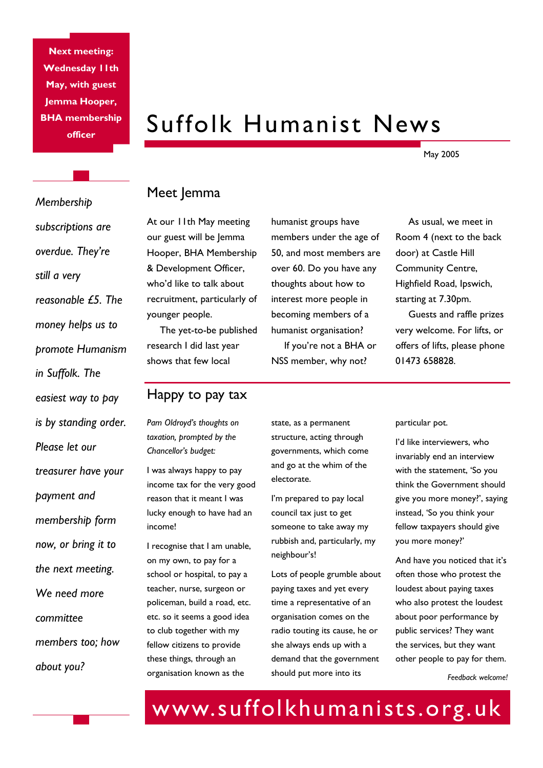**Next meeting: Wednesday 11th May, with guest Jemma Hooper, BHA membership officer**

# Suffolk Humanist News

May 2005

*Membership subscriptions are overdue. They're still a very reasonable £5. The money helps us to promote Humanism in Suffolk. The easiest way to pay is by standing order. Please let our treasurer have your payment and membership form now, or bring it to the next meeting. We need more committee members too; how about you?*

## Meet Jemma

At our 11th May meeting our guest will be Jemma Hooper, BHA Membership & Development Officer, who'd like to talk about recruitment, particularly of younger people.

The yet-to-be published research I did last year shows that few local humanist groups have members under the age of 50, and most members are over 60. Do you have any thoughts about how to interest more people in becoming members of a humanist organisation?

If you're not a BHA or NSS member, why not?

As usual, we meet in Room 4 (next to the back door) at Castle Hill Community Centre, Highfield Road, Ipswich, starting at 7.30pm.

Guests and raffle prizes very welcome. For lifts, or offers of lifts, please phone 01473 658828.

## Happy to pay tax

*Pam Oldroyd's thoughts on taxation, prompted by the Chancellor's budget:*

I was always happy to pay income tax for the very good reason that it meant I was lucky enough to have had an income!

I recognise that I am unable, on my own, to pay for a school or hospital, to pay a teacher, nurse, surgeon or policeman, build a road, etc. etc. so it seems a good idea to club together with my fellow citizens to provide these things, through an organisation known as the state, as a permanent structure, acting through governments, which come and go at the whim of the electorate.

I'm prepared to pay local council tax just to get someone to take away my rubbish and, particularly, my neighbour's!

Lots of people grumble about paying taxes and yet every time a representative of an organisation comes on the radio touting its cause, he or she always ends up with a demand that the government should put more into its particular pot.

I'd like interviewers, who invariably end an interview with the statement, 'So you think the Government should give you more money?', saying instead, 'So you think your fellow taxpayers should give you more money?'

And have you noticed that it's often those who protest the loudest about paying taxes who also protest the loudest about poor performance by public services? They want the services, but they want other people to pay for them.

*Feedback welcome!*

www.suffolkhumanists.org.uk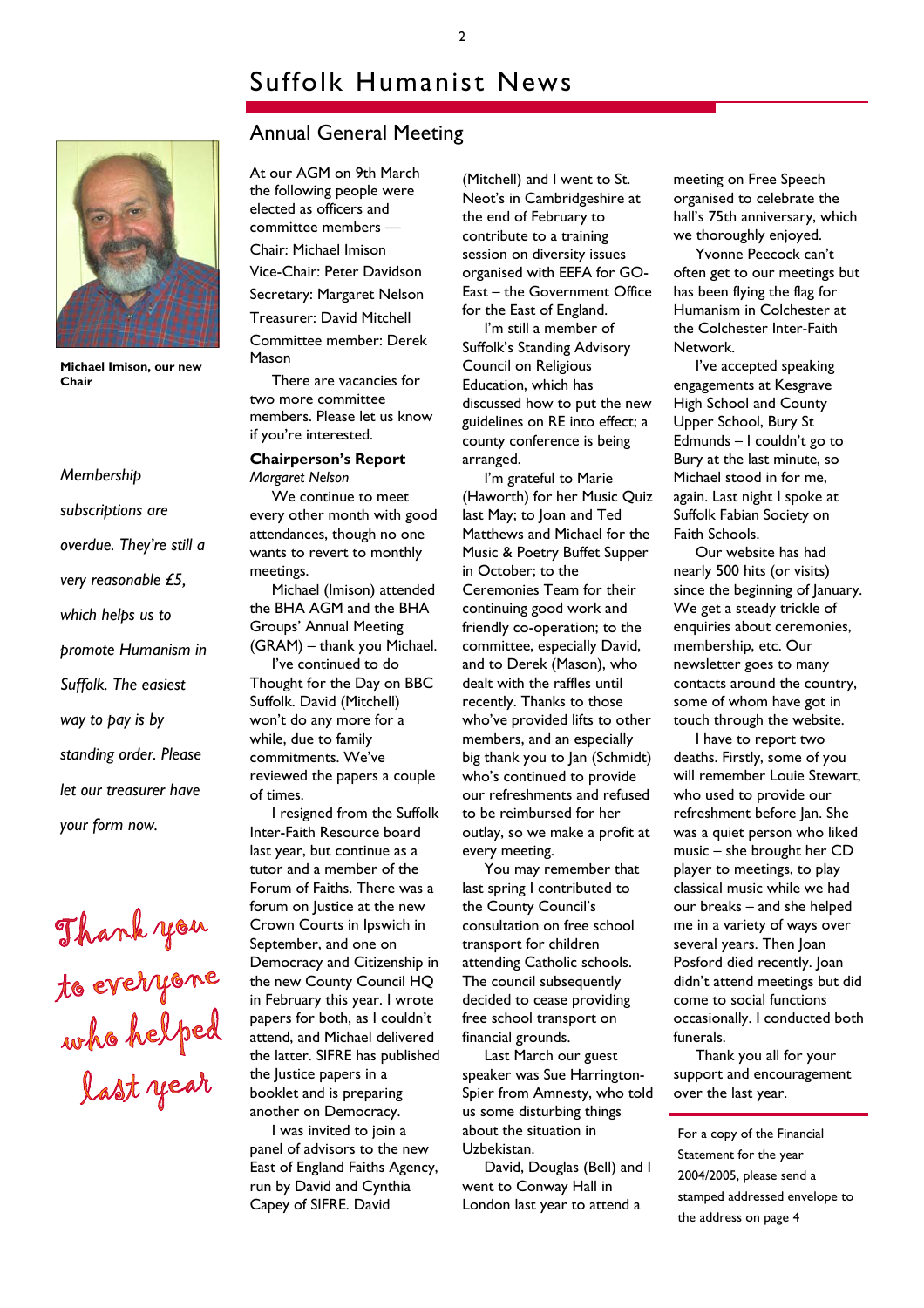# Suffolk Humanist News

## Annual General Meeting

Michael Imison, our new Chair

*Membership subscriptions are overdue. They're still a very reasonable £5, which helps us to promote Humanism in Suffolk. The easiest way to pay is by standing order. Please let our treasurer have your form now.*

Thank you to everyone who helped last year

At our AGM on 9th March the following people were elected as officers and committee members —

Chair: Michael Imison

Vice-Chair: Peter Davidson

Secretary: Margaret Nelson

Treasurer: David Mitchell

Committee member: Derek Mason

There are vacancies for two more committee members. Please let us know if you're interested.

### Chairperson's Report

*Margaret Nelson*

We continue to meet every other month with good attendances, though no one wants to revert to monthly meetings.

Michael (Imison) attended the BHA AGM and the BHA Groups' Annual Meeting (GRAM) – thank you Michael.

I've continued to do Thought for the Day on BBC Suffolk. David (Mitchell) won't do any more for a while, due to family commitments. We've reviewed the papers a couple of times.

I resigned from the Suffolk Inter-Faith Resource board last year, but continue as a tutor and a member of the Forum of Faiths. There was a forum on Justice at the new Crown Courts in Ipswich in September, and one on Democracy and Citizenship in the new County Council HQ in February this year. I wrote papers for both, as I couldn't attend, and Michael delivered the latter. SIFRE has published the Justice papers in a booklet and is preparing another on Democracy.

I was invited to join a panel of advisors to the new East of England Faiths Agency, run by David and Cynthia Capey of SIFRE. David (Mitchell) and I went to St. Neot's in Cambridgeshire at the end of February to contribute to a training session on diversity issues organised with EEFA for GO-East – the Government Office for the East of England.

I'm still a member of Suffolk's Standing Advisory Council on Religious Education, which has discussed how to put the new guidelines on RE into effect; a county conference is being arranged.

I'm grateful to Marie (Haworth) for her Music Quiz last May; to Joan and Ted Matthews and Michael for the Music & Poetry Buffet Supper in October; to the Ceremonies Team for their continuing good work and friendly co-operation; to the committee, especially David, and to Derek (Mason), who dealt with the raffles until recently. Thanks to those who've provided lifts to other members, and an especially big thank you to Jan (Schmidt) who's continued to provide our refreshments and refused to be reimbursed for her outlay, so we make a profit at every meeting.

You may remember that last spring I contributed to the County Council's consultation on free school transport for children attending Catholic schools. The council subsequently decided to cease providing free school transport on financial grounds.

Last March our guest speaker was Sue Harrington-Spier from Amnesty, who told us some disturbing things about the situation in Uzbekistan.

David, Douglas (Bell) and I went to Conway Hall in London last year to attend a meeting on Free Speech organised to celebrate the hall's 75th anniversary, which we thoroughly enjoyed.

Yvonne Peecock can't often get to our meetings but has been flying the flag for Humanism in Colchester at the Colchester Inter-Faith Network.

I've accepted speaking engagements at Kesgrave High School and County Upper School, Bury St Edmunds – I couldn't go to Bury at the last minute, so Michael stood in for me, again. Last night I spoke at Suffolk Fabian Society on Faith Schools.

Our website has had nearly 500 hits (or visits) since the beginning of January. We get a steady trickle of enquiries about ceremonies, membership, etc. Our newsletter goes to many contacts around the country, some of whom have got in touch through the website.

I have to report two deaths. Firstly, some of you will remember Louie Stewart, who used to provide our refreshment before Jan. She was a quiet person who liked music – she brought her CD player to meetings, to play classical music while we had our breaks – and she helped me in a variety of ways over several years. Then Joan Posford died recently. Joan didn't attend meetings but did come to social functions occasionally. I conducted both funerals.

Thank you all for your support and encouragement over the last year.

For a copy of the Financial Statement for the year 2004/2005, please send a stamped addressed envelope to the address on page 4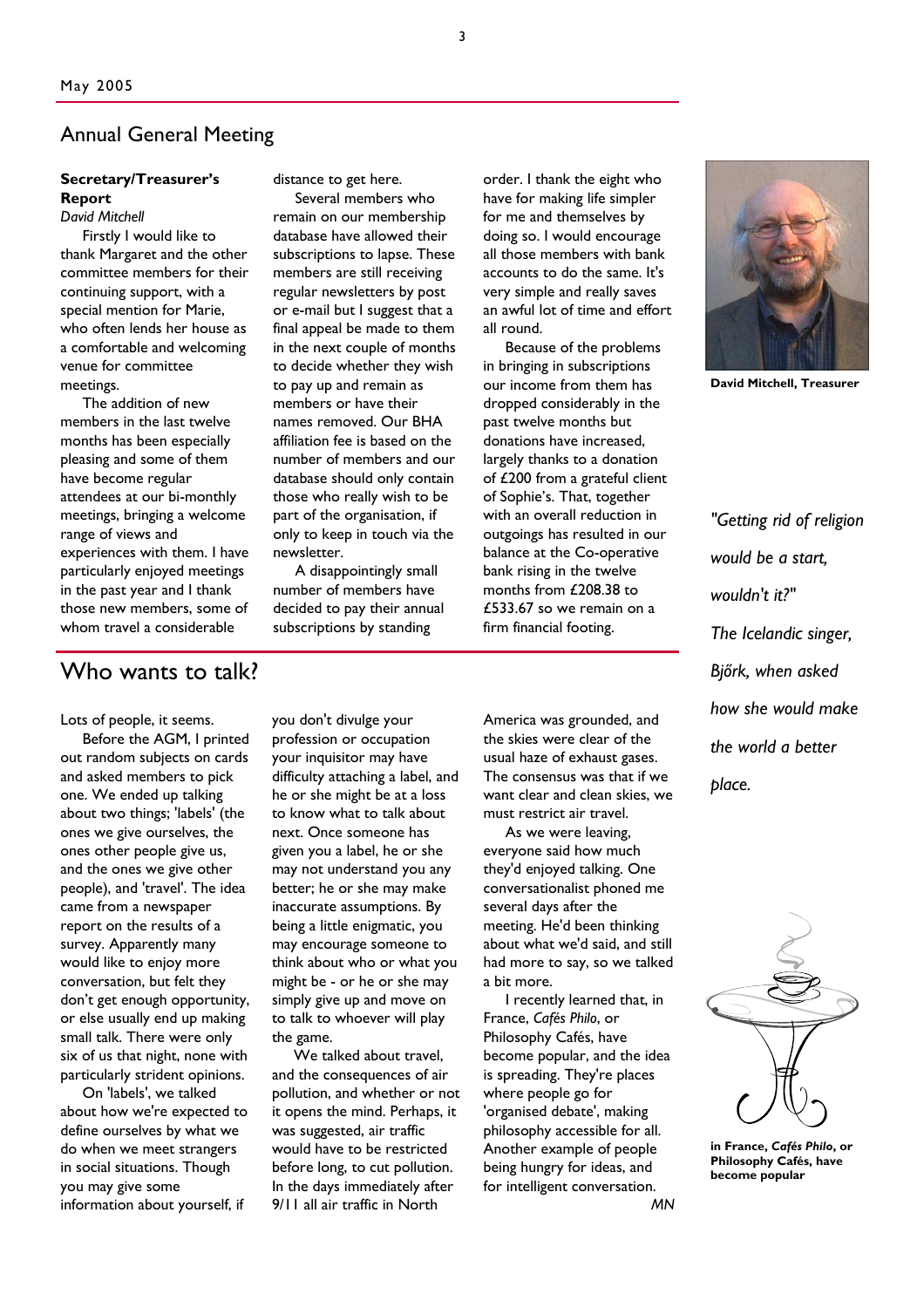## Annual General Meeting

### Secretary/Treasurer's Report

*David Mitchell*

Firstly I would like to thank Margaret and the other committee members for their continuing support, with a special mention for Marie, who often lends her house as a comfortable and welcoming venue for committee meetings.

The addition of new members in the last twelve months has been especially pleasing and some of them have become regular attendees at our bi-monthly meetings, bringing a welcome range of views and experiences with them. I have particularly enjoyed meetings in the past year and I thank those new members, some of whom travel a considerable distance to get here.

Several members who remain on our membership database have allowed their subscriptions to lapse. These members are still receiving regular newsletters by post or e-mail but I suggest that a final appeal be made to them in the next couple of months to decide whether they wish to pay up and remain as members or have their names removed. Our BHA affiliation fee is based on the number of members and our database should only contain those who really wish to be part of the organisation, if only to keep in touch via the newsletter.

A disappointingly small number of members have decided to pay their annual subscriptions by standing order. I thank the eight who have for making life simpler for me and themselves by doing so. I would encourage all those members with bank accounts to do the same. It's very simple and really saves an awful lot of time and effort all round.

Because of the problems in bringing in subscriptions our income from them has dropped considerably in the past twelve months but donations have increased, largely thanks to a donation of £200 from a grateful client of Sophie's. That, together with an overall reduction in outgoings has resulted in our balance at the Co-operative bank rising in the twelve months from £208.38 to £533.67 so we remain on a firm financial footing.

**David Mitchell, Treasurer**

*"Getting rid of religion would be a start, wouldn't it?" The Icelandic singer, Bjőrk, when asked how she would make the world a better place.*

## Who wants to talk?

Lots of people, it seems.

Before the AGM, I printed out random subjects on cards and asked members to pick one. We ended up talking about two things; 'labels' (the ones we give ourselves, the ones other people give us, and the ones we give other people), and 'travel'. The idea came from a newspaper report on the results of a survey. Apparently many would like to enjoy more conversation, but felt they don't get enough opportunity, or else usually end up making small talk. There were only six of us that night, none with particularly strident opinions.

On 'labels', we talked about how we're expected to define ourselves by what we do when we meet strangers in social situations. Though you may give some information about yourself, if you don't divulge your profession or occupation your inquisitor may have difficulty attaching a label, and he or she might be at a loss to know what to talk about next. Once someone has given you a label, he or she may not understand you any better; he or she may make inaccurate assumptions. By being a little enigmatic, you may encourage someone to think about who or what you might be - or he or she may simply give up and move on to talk to whoever will play the game.

We talked about travel, and the consequences of air pollution, and whether or not it opens the mind. Perhaps, it was suggested, air traffic would have to be restricted before long, to cut pollution. In the days immediately after 9/11 all air traffic in North America was grounded, and the skies were clear of the usual haze of exhaust gases. The consensus was that if we want clear and clean skies, we must restrict air travel.

As we were leaving, everyone said how much they'd enjoyed talking. One conversationalist phoned me several days after the meeting. He'd been thinking about what we'd said, and still had more to say, so we talked a bit more.

I recently learned that, in France, *Cafés Philo*, or Philosophy Cafés, have become popular, and the idea is spreading. They're places where people go for 'organised debate', making philosophy accessible for all. Another example of people being hungry for ideas, and for intelligent conversation.

*MN*

**in France, *Cafés Philo*, or Philosophy Cafés, have become popular**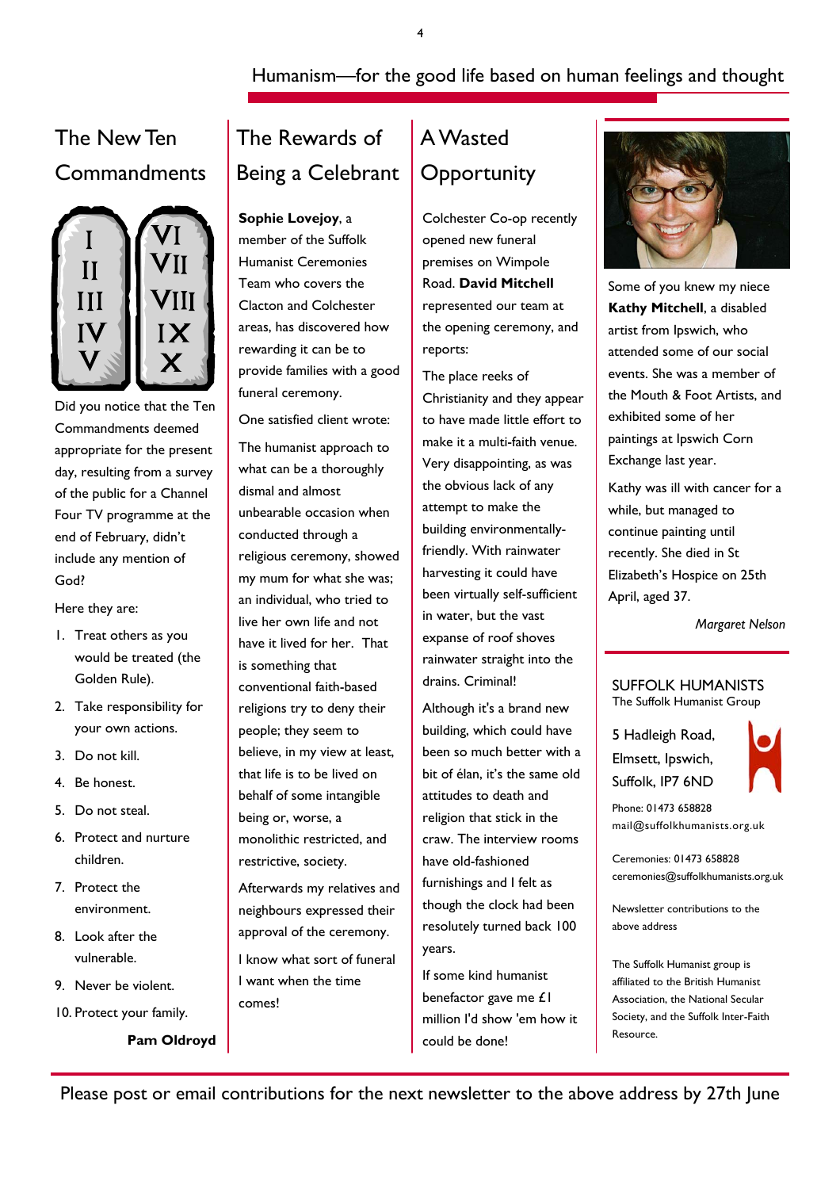Humanism—for the good life based on human feelings and thought

## The New Ten Commandments

Did you notice that the Ten Commandments deemed appropriate for the present day, resulting from a survey of the public for a Channel Four TV programme at the end of February, didn't include any mention of God?

Here they are:

1. Treat others as you would be treated (the Golden Rule).
2. Take responsibility for your own actions.
3. Do not kill.
4. Be honest.
5. Do not steal.
6. Protect and nurture children.
7. Protect the environment.
8. Look after the vulnerable.
9. Never be violent.
10. Protect your family.

**Pam Oldroyd**

## The Rewards of Being a Celebrant

**Sophie Lovejoy**, a member of the Suffolk Humanist Ceremonies Team who covers the Clacton and Colchester areas, has discovered how rewarding it can be to provide families with a good funeral ceremony.

One satisfied client wrote:

The humanist approach to what can be a thoroughly dismal and almost unbearable occasion when conducted through a religious ceremony, showed my mum for what she was; an individual, who tried to live her own life and not have it lived for her. That is something that conventional faith-based religions try to deny their people; they seem to believe, in my view at least, that life is to be lived on behalf of some intangible being or, worse, a monolithic restricted, and restrictive, society.

Afterwards my relatives and neighbours expressed their approval of the ceremony.

I know what sort of funeral I want when the time comes!

## A Wasted Opportunity

Colchester Co-op recently opened new funeral premises on Wimpole Road. **David Mitchell** represented our team at the opening ceremony, and reports:

The place reeks of Christianity and they appear to have made little effort to make it a multi-faith venue. Very disappointing, as was the obvious lack of any attempt to make the building environmentally-friendly. With rainwater harvesting it could have been virtually self-sufficient in water, but the vast expanse of roof shoves rainwater straight into the drains. Criminal!

Although it's a brand new building, which could have been so much better with a bit of élan, it's the same old attitudes to death and religion that stick in the craw. The interview rooms have old-fashioned furnishings and I felt as though the clock had been resolutely turned back 100 years.

If some kind humanist benefactor gave me £1 million I'd show 'em how it could be done!

---

Some of you knew my niece **Kathy Mitchell**, a disabled artist from Ipswich, who attended some of our social events. She was a member of the Mouth & Foot Artists, and exhibited some of her paintings at Ipswich Corn Exchange last year.

Kathy was ill with cancer for a while, but managed to continue painting until recently. She died in St Elizabeth's Hospice on 25th April, aged 37.

*Margaret Nelson*

---

SUFFOLK HUMANISTS
The Suffolk Humanist Group

5 Hadleigh Road,
Elmsett, Ipswich,
Suffolk, IP7 6ND

Phone: 01473 658828
mail@suffolkhumanists.org.uk

Ceremonies: 01473 658828
ceremonies@suffolkhumanists.org.uk

Newsletter contributions to the above address

The Suffolk Humanist group is affiliated to the British Humanist Association, the National Secular Society, and the Suffolk Inter-Faith Resource.

---

Please post or email contributions for the next newsletter to the above address by 27th June